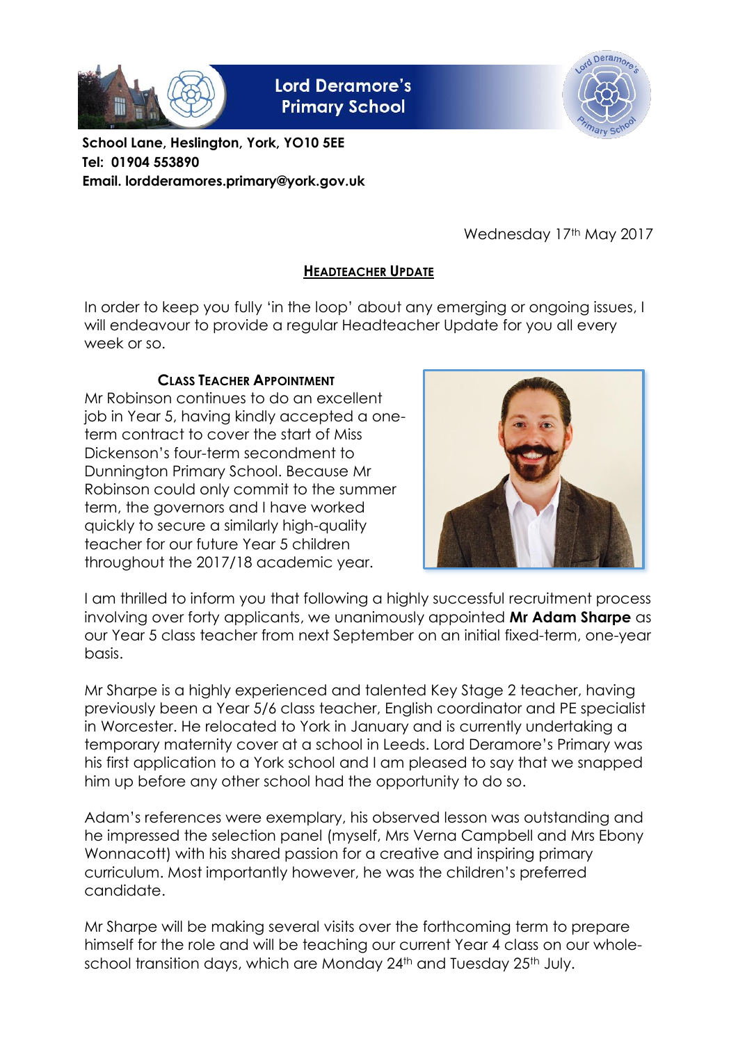# Lord Deramore's Primary School

**School Lane, Heslington, York, YO10 5EE**
**Tel: 01904 553890**
**Email. lordderamores.primary@york.gov.uk**

Wednesday 17th May 2017

## HEADTEACHER UPDATE

In order to keep you fully 'in the loop' about any emerging or ongoing issues, I will endeavour to provide a regular Headteacher Update for you all every week or so.

### CLASS TEACHER APPOINTMENT

Mr Robinson continues to do an excellent job in Year 5, having kindly accepted a one-term contract to cover the start of Miss Dickenson's four-term secondment to Dunnington Primary School. Because Mr Robinson could only commit to the summer term, the governors and I have worked quickly to secure a similarly high-quality teacher for our future Year 5 children throughout the 2017/18 academic year.

I am thrilled to inform you that following a highly successful recruitment process involving over forty applicants, we unanimously appointed **Mr Adam Sharpe** as our Year 5 class teacher from next September on an initial fixed-term, one-year basis.

Mr Sharpe is a highly experienced and talented Key Stage 2 teacher, having previously been a Year 5/6 class teacher, English coordinator and PE specialist in Worcester. He relocated to York in January and is currently undertaking a temporary maternity cover at a school in Leeds. Lord Deramore's Primary was his first application to a York school and I am pleased to say that we snapped him up before any other school had the opportunity to do so.

Adam's references were exemplary, his observed lesson was outstanding and he impressed the selection panel (myself, Mrs Verna Campbell and Mrs Ebony Wonnacott) with his shared passion for a creative and inspiring primary curriculum. Most importantly however, he was the children's preferred candidate.

Mr Sharpe will be making several visits over the forthcoming term to prepare himself for the role and will be teaching our current Year 4 class on our whole-school transition days, which are Monday 24th and Tuesday 25th July.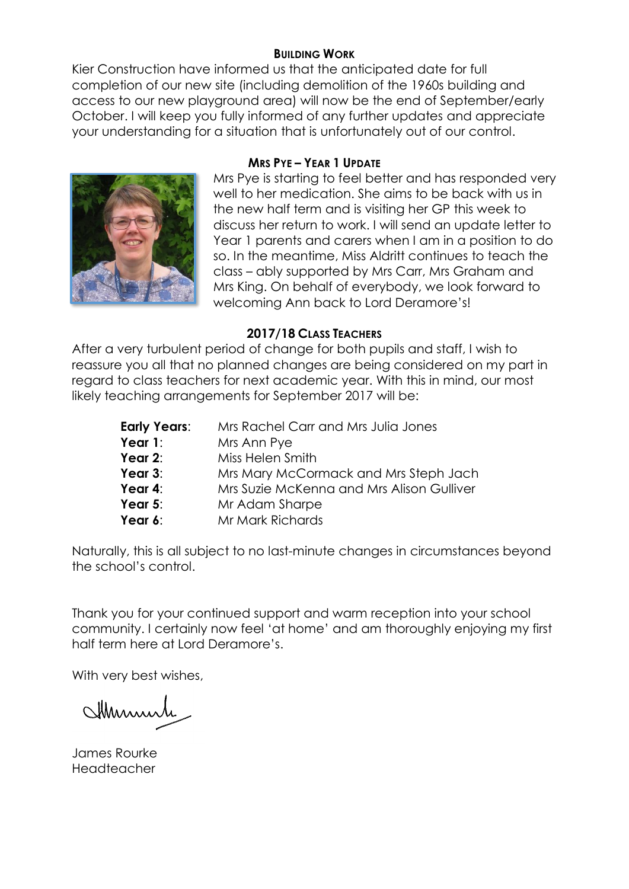### Building Work

Kier Construction have informed us that the anticipated date for full completion of our new site (including demolition of the 1960s building and access to our new playground area) will now be the end of September/early October. I will keep you fully informed of any further updates and appreciate your understanding for a situation that is unfortunately out of our control.

### Mrs Pye – Year 1 Update

Mrs Pye is starting to feel better and has responded very well to her medication. She aims to be back with us in the new half term and is visiting her GP this week to discuss her return to work. I will send an update letter to Year 1 parents and carers when I am in a position to do so. In the meantime, Miss Aldritt continues to teach the class – ably supported by Mrs Carr, Mrs Graham and Mrs King. On behalf of everybody, we look forward to welcoming Ann back to Lord Deramore's!

### 2017/18 Class Teachers

After a very turbulent period of change for both pupils and staff, I wish to reassure you all that no planned changes are being considered on my part in regard to class teachers for next academic year. With this in mind, our most likely teaching arrangements for September 2017 will be:

| | |
|---|---|
| **Early Years**: | Mrs Rachel Carr and Mrs Julia Jones |
| **Year 1**: | Mrs Ann Pye |
| **Year 2**: | Miss Helen Smith |
| **Year 3**: | Mrs Mary McCormack and Mrs Steph Jach |
| **Year 4**: | Mrs Suzie McKenna and Mrs Alison Gulliver |
| **Year 5**: | Mr Adam Sharpe |
| **Year 6**: | Mr Mark Richards |

Naturally, this is all subject to no last-minute changes in circumstances beyond the school's control.

Thank you for your continued support and warm reception into your school community. I certainly now feel 'at home' and am thoroughly enjoying my first half term here at Lord Deramore's.

With very best wishes,

James Rourke
Headteacher